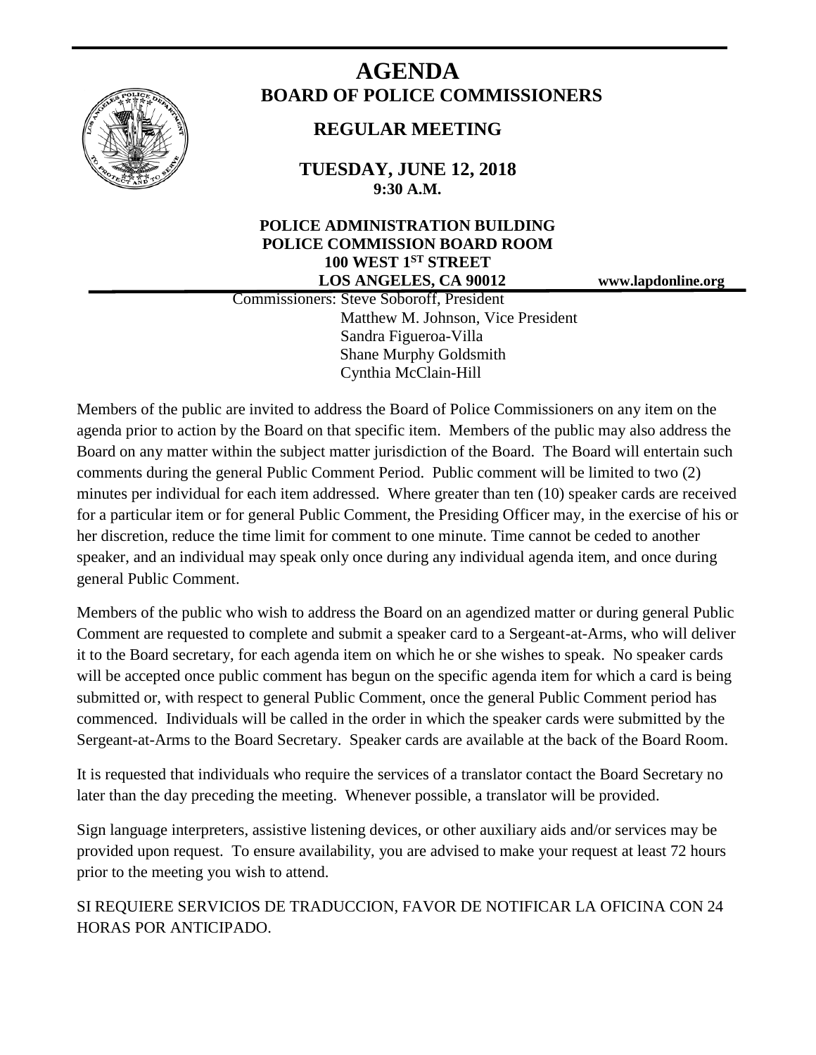# AGENDA

## BOARD OF POLICE COMMISSIONERS

### REGULAR MEETING

**TUESDAY, JUNE 12, 2018**
**9:30 A.M.**

**POLICE ADMINISTRATION BUILDING**
**POLICE COMMISSION BOARD ROOM**
**100 WEST 1ST STREET**
**LOS ANGELES, CA 90012**

**www.lapdonline.org**

Commissioners: Steve Soboroff, President
Matthew M. Johnson, Vice President
Sandra Figueroa-Villa
Shane Murphy Goldsmith
Cynthia McClain-Hill

Members of the public are invited to address the Board of Police Commissioners on any item on the agenda prior to action by the Board on that specific item. Members of the public may also address the Board on any matter within the subject matter jurisdiction of the Board. The Board will entertain such comments during the general Public Comment Period. Public comment will be limited to two (2) minutes per individual for each item addressed. Where greater than ten (10) speaker cards are received for a particular item or for general Public Comment, the Presiding Officer may, in the exercise of his or her discretion, reduce the time limit for comment to one minute. Time cannot be ceded to another speaker, and an individual may speak only once during any individual agenda item, and once during general Public Comment.

Members of the public who wish to address the Board on an agendized matter or during general Public Comment are requested to complete and submit a speaker card to a Sergeant-at-Arms, who will deliver it to the Board secretary, for each agenda item on which he or she wishes to speak. No speaker cards will be accepted once public comment has begun on the specific agenda item for which a card is being submitted or, with respect to general Public Comment, once the general Public Comment period has commenced. Individuals will be called in the order in which the speaker cards were submitted by the Sergeant-at-Arms to the Board Secretary. Speaker cards are available at the back of the Board Room.

It is requested that individuals who require the services of a translator contact the Board Secretary no later than the day preceding the meeting. Whenever possible, a translator will be provided.

Sign language interpreters, assistive listening devices, or other auxiliary aids and/or services may be provided upon request. To ensure availability, you are advised to make your request at least 72 hours prior to the meeting you wish to attend.

SI REQUIERE SERVICIOS DE TRADUCCION, FAVOR DE NOTIFICAR LA OFICINA CON 24 HORAS POR ANTICIPADO.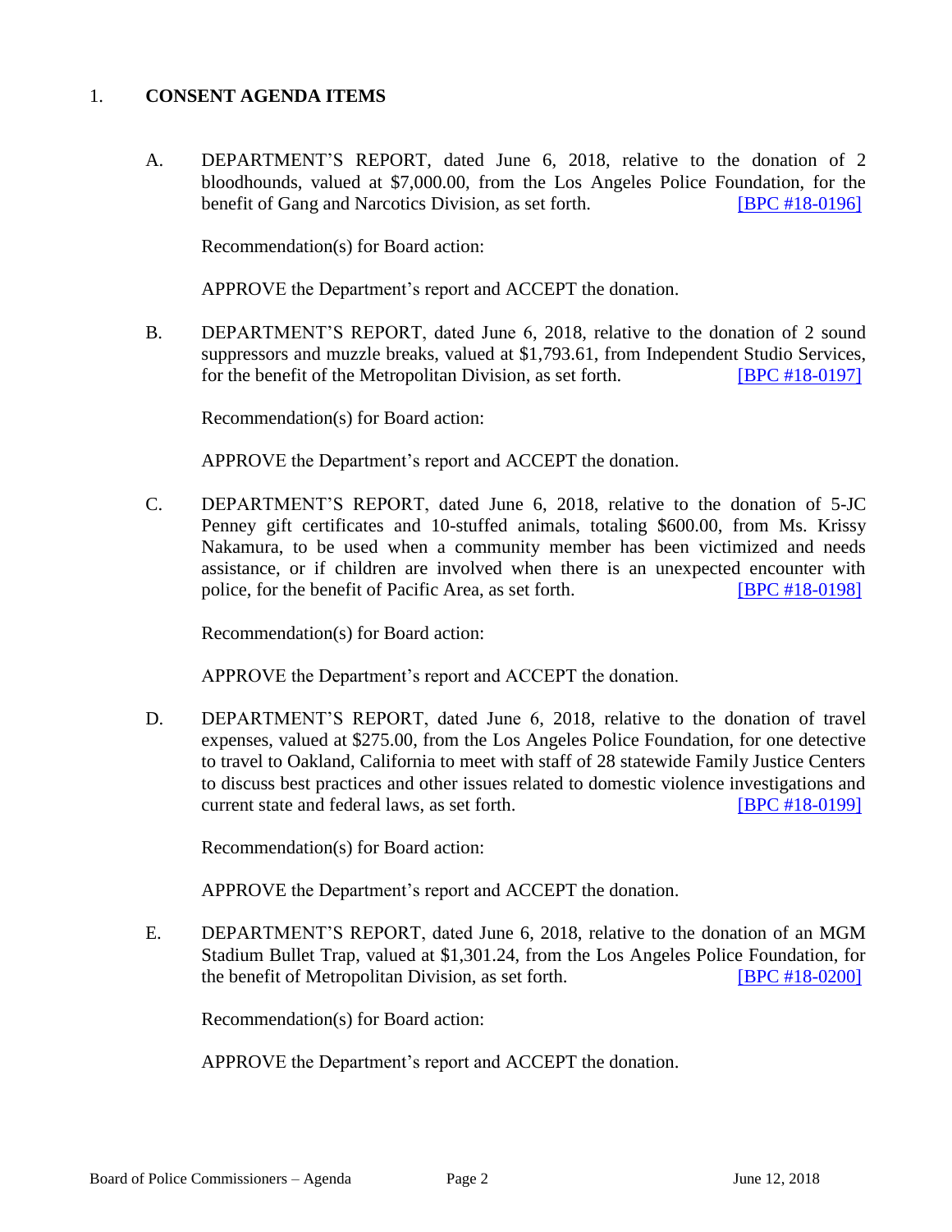1. **CONSENT AGENDA ITEMS**

   A. DEPARTMENT'S REPORT, dated June 6, 2018, relative to the donation of 2 bloodhounds, valued at $7,000.00, from the Los Angeles Police Foundation, for the benefit of Gang and Narcotics Division, as set forth. [BPC #18-0196]

   Recommendation(s) for Board action:

   APPROVE the Department's report and ACCEPT the donation.

   B. DEPARTMENT'S REPORT, dated June 6, 2018, relative to the donation of 2 sound suppressors and muzzle breaks, valued at $1,793.61, from Independent Studio Services, for the benefit of the Metropolitan Division, as set forth. [BPC #18-0197]

   Recommendation(s) for Board action:

   APPROVE the Department's report and ACCEPT the donation.

   C. DEPARTMENT'S REPORT, dated June 6, 2018, relative to the donation of 5-JC Penney gift certificates and 10-stuffed animals, totaling $600.00, from Ms. Krissy Nakamura, to be used when a community member has been victimized and needs assistance, or if children are involved when there is an unexpected encounter with police, for the benefit of Pacific Area, as set forth. [BPC #18-0198]

   Recommendation(s) for Board action:

   APPROVE the Department's report and ACCEPT the donation.

   D. DEPARTMENT'S REPORT, dated June 6, 2018, relative to the donation of travel expenses, valued at $275.00, from the Los Angeles Police Foundation, for one detective to travel to Oakland, California to meet with staff of 28 statewide Family Justice Centers to discuss best practices and other issues related to domestic violence investigations and current state and federal laws, as set forth. [BPC #18-0199]

   Recommendation(s) for Board action:

   APPROVE the Department's report and ACCEPT the donation.

   E. DEPARTMENT'S REPORT, dated June 6, 2018, relative to the donation of an MGM Stadium Bullet Trap, valued at $1,301.24, from the Los Angeles Police Foundation, for the benefit of Metropolitan Division, as set forth. [BPC #18-0200]

   Recommendation(s) for Board action:

   APPROVE the Department's report and ACCEPT the donation.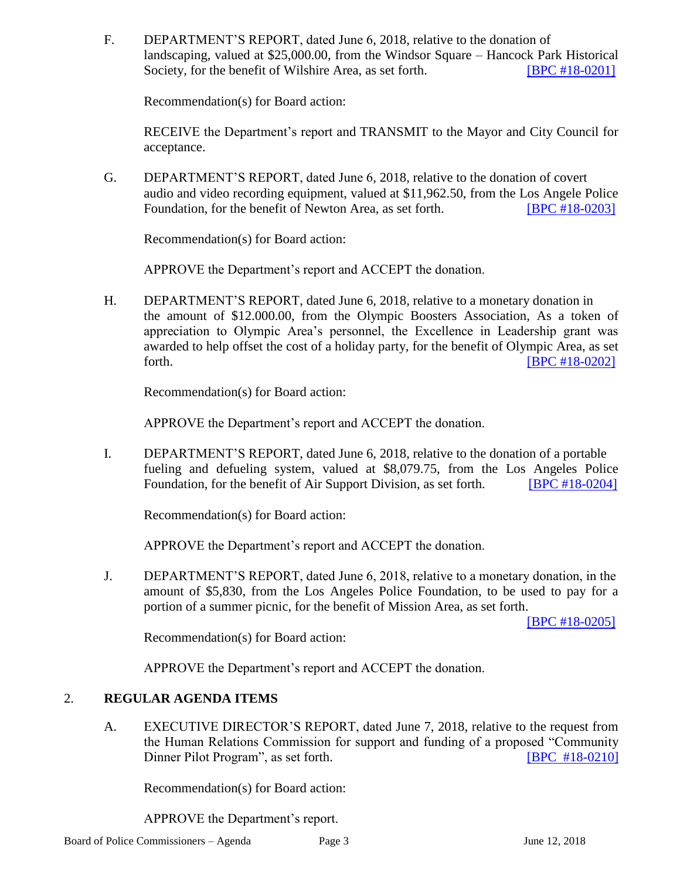F. DEPARTMENT'S REPORT, dated June 6, 2018, relative to the donation of landscaping, valued at $25,000.00, from the Windsor Square – Hancock Park Historical Society, for the benefit of Wilshire Area, as set forth. [BPC #18-0201]

Recommendation(s) for Board action:

RECEIVE the Department's report and TRANSMIT to the Mayor and City Council for acceptance.

G. DEPARTMENT'S REPORT, dated June 6, 2018, relative to the donation of covert audio and video recording equipment, valued at $11,962.50, from the Los Angele Police Foundation, for the benefit of Newton Area, as set forth. [BPC #18-0203]

Recommendation(s) for Board action:

APPROVE the Department's report and ACCEPT the donation.

H. DEPARTMENT'S REPORT, dated June 6, 2018, relative to a monetary donation in the amount of $12.000.00, from the Olympic Boosters Association, As a token of appreciation to Olympic Area's personnel, the Excellence in Leadership grant was awarded to help offset the cost of a holiday party, for the benefit of Olympic Area, as set forth. [BPC #18-0202]

Recommendation(s) for Board action:

APPROVE the Department's report and ACCEPT the donation.

I. DEPARTMENT'S REPORT, dated June 6, 2018, relative to the donation of a portable fueling and defueling system, valued at $8,079.75, from the Los Angeles Police Foundation, for the benefit of Air Support Division, as set forth. [BPC #18-0204]

Recommendation(s) for Board action:

APPROVE the Department's report and ACCEPT the donation.

J. DEPARTMENT'S REPORT, dated June 6, 2018, relative to a monetary donation, in the amount of $5,830, from the Los Angeles Police Foundation, to be used to pay for a portion of a summer picnic, for the benefit of Mission Area, as set forth. [BPC #18-0205]

Recommendation(s) for Board action:

APPROVE the Department's report and ACCEPT the donation.

## 2. REGULAR AGENDA ITEMS

A. EXECUTIVE DIRECTOR'S REPORT, dated June 7, 2018, relative to the request from the Human Relations Commission for support and funding of a proposed "Community Dinner Pilot Program", as set forth. [BPC #18-0210]

Recommendation(s) for Board action:

APPROVE the Department's report.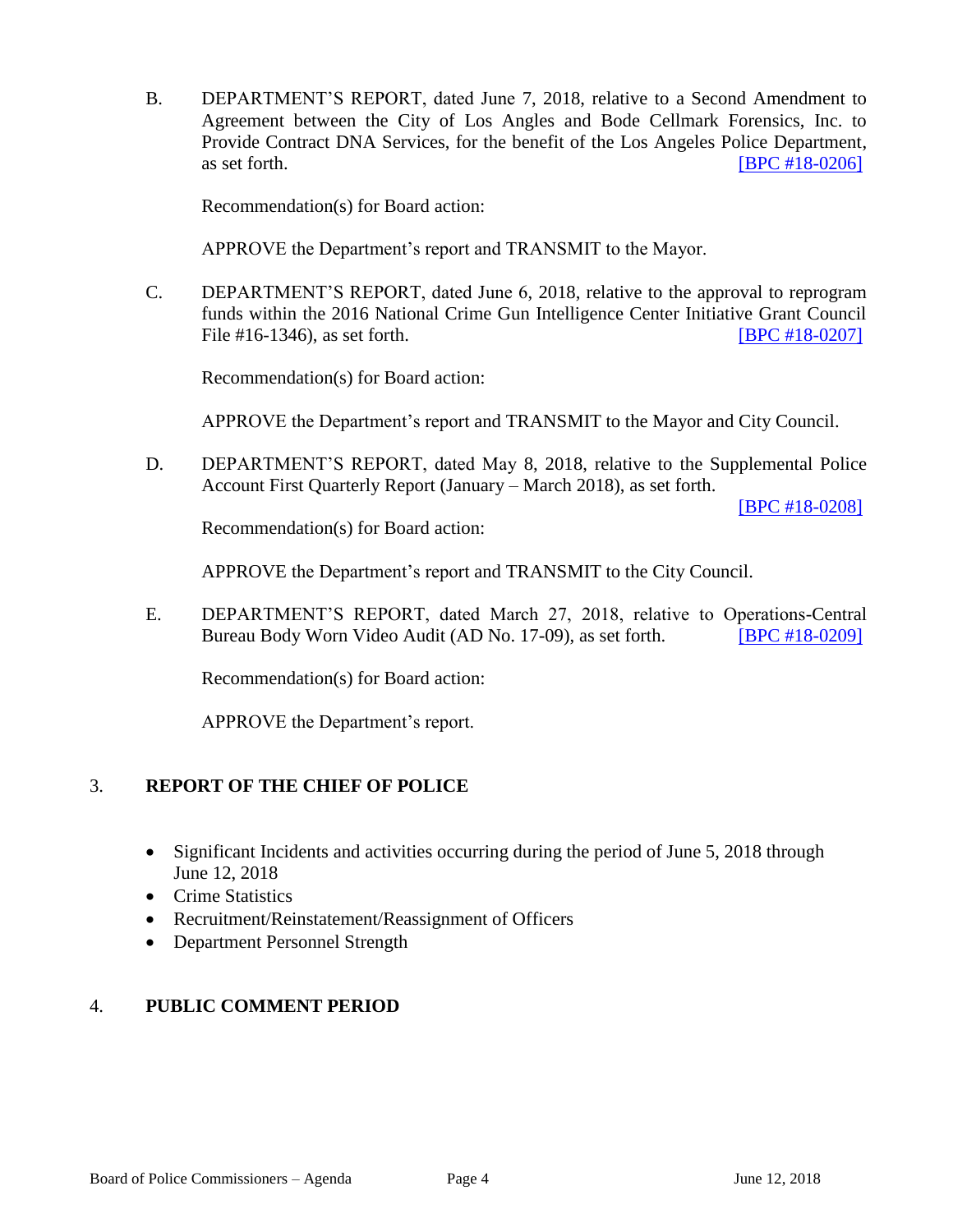B. DEPARTMENT'S REPORT, dated June 7, 2018, relative to a Second Amendment to Agreement between the City of Los Angles and Bode Cellmark Forensics, Inc. to Provide Contract DNA Services, for the benefit of the Los Angeles Police Department, as set forth. [BPC #18-0206]

Recommendation(s) for Board action:

APPROVE the Department's report and TRANSMIT to the Mayor.

C. DEPARTMENT'S REPORT, dated June 6, 2018, relative to the approval to reprogram funds within the 2016 National Crime Gun Intelligence Center Initiative Grant Council File #16-1346), as set forth. [BPC #18-0207]

Recommendation(s) for Board action:

APPROVE the Department's report and TRANSMIT to the Mayor and City Council.

D. DEPARTMENT'S REPORT, dated May 8, 2018, relative to the Supplemental Police Account First Quarterly Report (January – March 2018), as set forth. [BPC #18-0208]

Recommendation(s) for Board action:

APPROVE the Department's report and TRANSMIT to the City Council.

E. DEPARTMENT'S REPORT, dated March 27, 2018, relative to Operations-Central Bureau Body Worn Video Audit (AD No. 17-09), as set forth. [BPC #18-0209]

Recommendation(s) for Board action:

APPROVE the Department's report.

## 3. REPORT OF THE CHIEF OF POLICE

- Significant Incidents and activities occurring during the period of June 5, 2018 through June 12, 2018
- Crime Statistics
- Recruitment/Reinstatement/Reassignment of Officers
- Department Personnel Strength

## 4. PUBLIC COMMENT PERIOD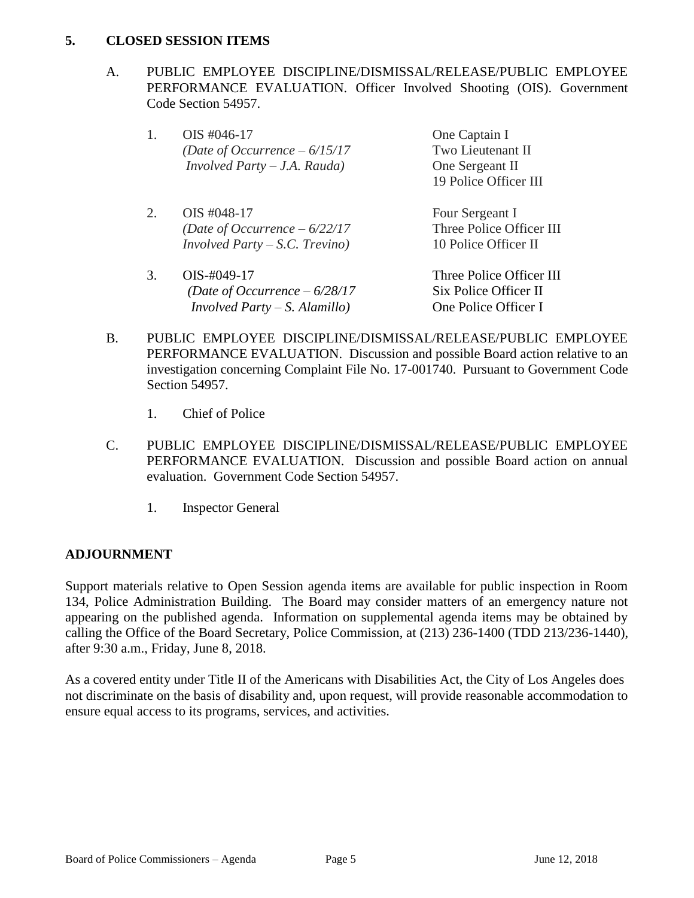## 5. CLOSED SESSION ITEMS

A. PUBLIC EMPLOYEE DISCIPLINE/DISMISSAL/RELEASE/PUBLIC EMPLOYEE PERFORMANCE EVALUATION. Officer Involved Shooting (OIS). Government Code Section 54957.

| | | |
|---|---|---|
| 1. | OIS #046-17<br>*(Date of Occurrence – 6/15/17*<br>*Involved Party – J.A. Rauda)* | One Captain I<br>Two Lieutenant II<br>One Sergeant II<br>19 Police Officer III |
| 2. | OIS #048-17<br>*(Date of Occurrence – 6/22/17*<br>*Involved Party – S.C. Trevino)* | Four Sergeant I<br>Three Police Officer III<br>10 Police Officer II |
| 3. | OIS-#049-17<br>*(Date of Occurrence – 6/28/17*<br>*Involved Party – S. Alamillo)* | Three Police Officer III<br>Six Police Officer II<br>One Police Officer I |

B. PUBLIC EMPLOYEE DISCIPLINE/DISMISSAL/RELEASE/PUBLIC EMPLOYEE PERFORMANCE EVALUATION. Discussion and possible Board action relative to an investigation concerning Complaint File No. 17-001740. Pursuant to Government Code Section 54957.

1. Chief of Police

C. PUBLIC EMPLOYEE DISCIPLINE/DISMISSAL/RELEASE/PUBLIC EMPLOYEE PERFORMANCE EVALUATION. Discussion and possible Board action on annual evaluation. Government Code Section 54957.

1. Inspector General

## ADJOURNMENT

Support materials relative to Open Session agenda items are available for public inspection in Room 134, Police Administration Building. The Board may consider matters of an emergency nature not appearing on the published agenda. Information on supplemental agenda items may be obtained by calling the Office of the Board Secretary, Police Commission, at (213) 236-1400 (TDD 213/236-1440), after 9:30 a.m., Friday, June 8, 2018.

As a covered entity under Title II of the Americans with Disabilities Act, the City of Los Angeles does not discriminate on the basis of disability and, upon request, will provide reasonable accommodation to ensure equal access to its programs, services, and activities.